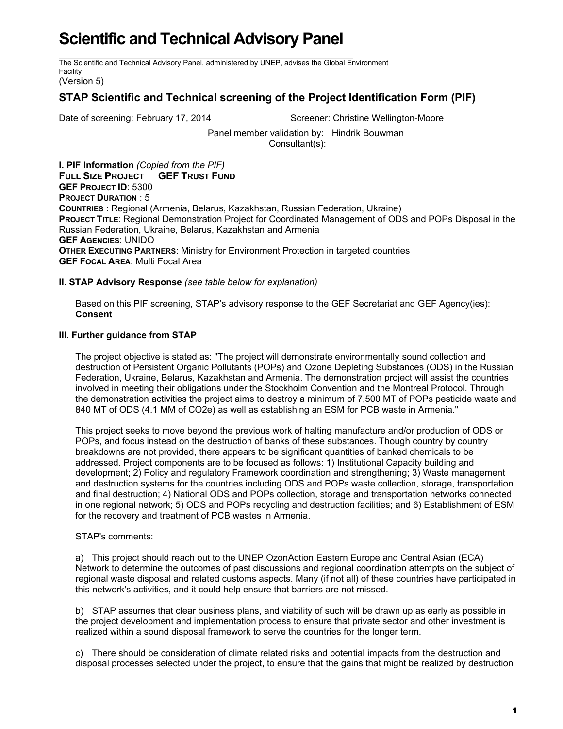# Scientific and Technical Advisory Panel

The Scientific and Technical Advisory Panel, administered by UNEP, advises the Global Environment Facility

(Version 5)

## STAP Scientific and Technical screening of the Project Identification Form (PIF)

Date of screening: February 17, 2014 Screener: Christine Wellington-Moore

Panel member validation by: Hindrik Bouwman
Consultant(s):

**I. PIF Information** *(Copied from the PIF)*
**FULL SIZE PROJECT GEF TRUST FUND**
**GEF PROJECT ID**: 5300
**PROJECT DURATION** : 5
**COUNTRIES** : Regional (Armenia, Belarus, Kazakhstan, Russian Federation, Ukraine)
**PROJECT TITLE**: Regional Demonstration Project for Coordinated Management of ODS and POPs Disposal in the Russian Federation, Ukraine, Belarus, Kazakhstan and Armenia
**GEF AGENCIES**: UNIDO
**OTHER EXECUTING PARTNERS**: Ministry for Environment Protection in targeted countries
**GEF FOCAL AREA**: Multi Focal Area

**II. STAP Advisory Response** *(see table below for explanation)*

Based on this PIF screening, STAP's advisory response to the GEF Secretariat and GEF Agency(ies):
**Consent**

**III. Further guidance from STAP**

The project objective is stated as: "The project will demonstrate environmentally sound collection and destruction of Persistent Organic Pollutants (POPs) and Ozone Depleting Substances (ODS) in the Russian Federation, Ukraine, Belarus, Kazakhstan and Armenia. The demonstration project will assist the countries involved in meeting their obligations under the Stockholm Convention and the Montreal Protocol. Through the demonstration activities the project aims to destroy a minimum of 7,500 MT of POPs pesticide waste and 840 MT of ODS (4.1 MM of $CO_2e$) as well as establishing an ESM for PCB waste in Armenia."

This project seeks to move beyond the previous work of halting manufacture and/or production of ODS or POPs, and focus instead on the destruction of banks of these substances. Though country by country breakdowns are not provided, there appears to be significant quantities of banked chemicals to be addressed. Project components are to be focused as follows: 1) Institutional Capacity building and development; 2) Policy and regulatory Framework coordination and strengthening; 3) Waste management and destruction systems for the countries including ODS and POPs waste collection, storage, transportation and final destruction; 4) National ODS and POPs collection, storage and transportation networks connected in one regional network; 5) ODS and POPs recycling and destruction facilities; and 6) Establishment of ESM for the recovery and treatment of PCB wastes in Armenia.

STAP's comments:

a) This project should reach out to the UNEP OzonAction Eastern Europe and Central Asian (ECA) Network to determine the outcomes of past discussions and regional coordination attempts on the subject of regional waste disposal and related customs aspects. Many (if not all) of these countries have participated in this network's activities, and it could help ensure that barriers are not missed.

b) STAP assumes that clear business plans, and viability of such will be drawn up as early as possible in the project development and implementation process to ensure that private sector and other investment is realized within a sound disposal framework to serve the countries for the longer term.

c) There should be consideration of climate related risks and potential impacts from the destruction and disposal processes selected under the project, to ensure that the gains that might be realized by destruction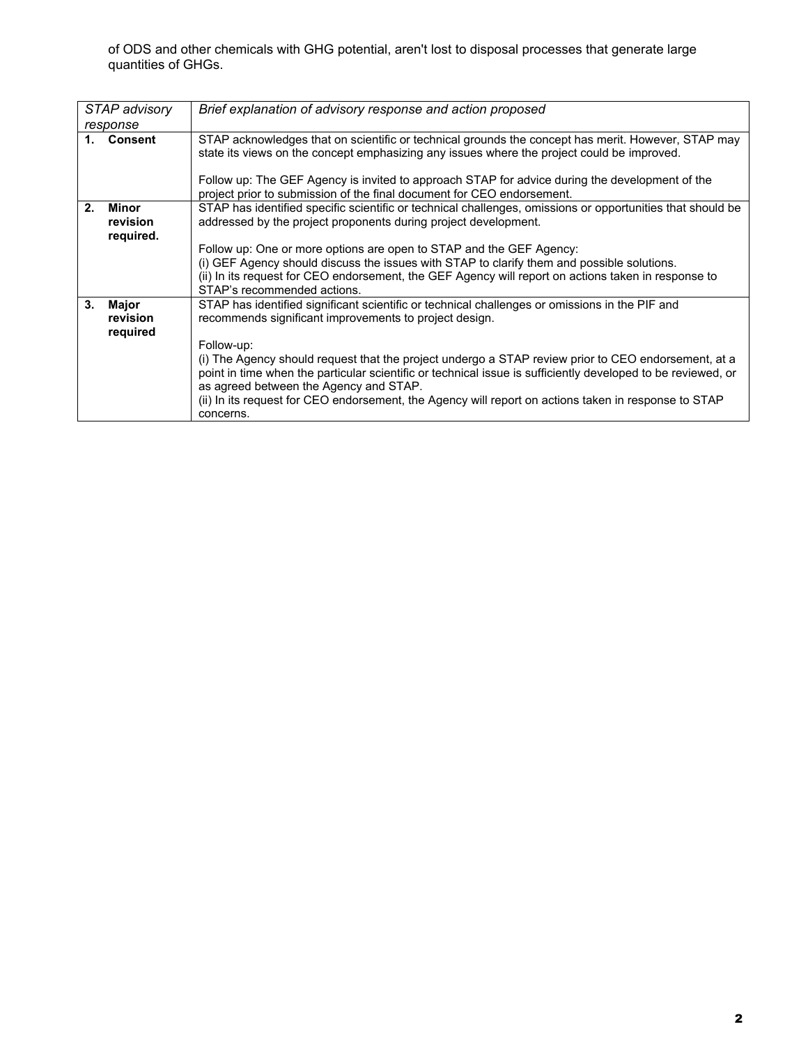of ODS and other chemicals with GHG potential, aren't lost to disposal processes that generate large quantities of GHGs.

| *STAP advisory response* | *Brief explanation of advisory response and action proposed* |
|---|---|
| **1. Consent** | STAP acknowledges that on scientific or technical grounds the concept has merit. However, STAP may state its views on the concept emphasizing any issues where the project could be improved.<br><br>Follow up: The GEF Agency is invited to approach STAP for advice during the development of the project prior to submission of the final document for CEO endorsement. |
| **2. Minor revision required.** | STAP has identified specific scientific or technical challenges, omissions or opportunities that should be addressed by the project proponents during project development.<br><br>Follow up: One or more options are open to STAP and the GEF Agency:<br>(i) GEF Agency should discuss the issues with STAP to clarify them and possible solutions.<br>(ii) In its request for CEO endorsement, the GEF Agency will report on actions taken in response to STAP's recommended actions. |
| **3. Major revision required** | STAP has identified significant scientific or technical challenges or omissions in the PIF and recommends significant improvements to project design.<br><br>Follow-up:<br>(i) The Agency should request that the project undergo a STAP review prior to CEO endorsement, at a point in time when the particular scientific or technical issue is sufficiently developed to be reviewed, or as agreed between the Agency and STAP.<br>(ii) In its request for CEO endorsement, the Agency will report on actions taken in response to STAP concerns. |